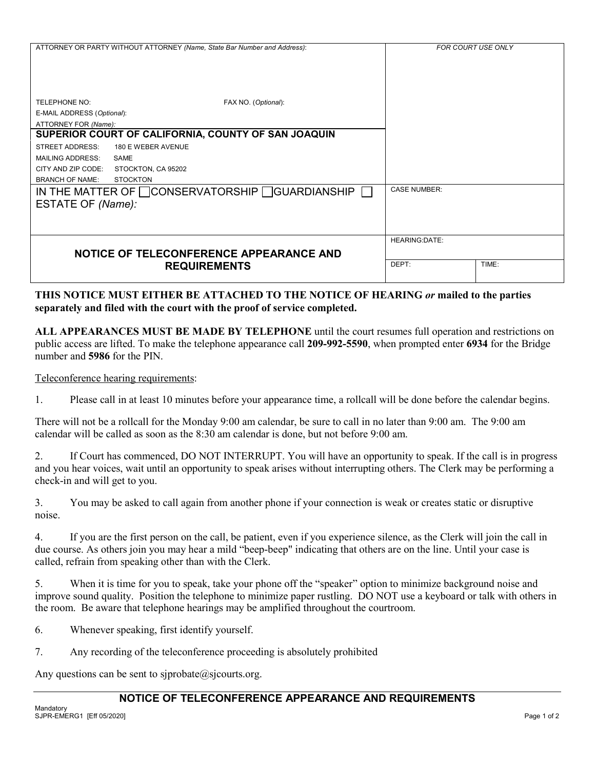| ATTORNEY OR PARTY WITHOUT ATTORNEY *(Name, State Bar Number and Address)*: | FOR COURT USE ONLY |
|---|---|
| TELEPHONE NO: FAX NO. *(Optional)*: | |
| E-MAIL ADDRESS *(Optional)*: | |
| ATTORNEY FOR *(Name)*: | |
| **SUPERIOR COURT OF CALIFORNIA, COUNTY OF SAN JOAQUIN** | |
| STREET ADDRESS: 180 E WEBER AVENUE | |
| MAILING ADDRESS: SAME | |
| CITY AND ZIP CODE: STOCKTON, CA 95202 | |
| BRANCH OF NAME: STOCKTON | |
| IN THE MATTER OF ☐ CONSERVATORSHIP ☐ GUARDIANSHIP ☐ ESTATE OF *(Name)*: | CASE NUMBER: |
| **NOTICE OF TELECONFERENCE APPEARANCE AND REQUIREMENTS** | HEARING:DATE: |
| | DEPT: TIME: |

**THIS NOTICE MUST EITHER BE ATTACHED TO THE NOTICE OF HEARING *or* mailed to the parties separately and filed with the court with the proof of service completed.**

**ALL APPEARANCES MUST BE MADE BY TELEPHONE** until the court resumes full operation and restrictions on public access are lifted. To make the telephone appearance call **209-992-5590**, when prompted enter **6934** for the Bridge number and **5986** for the PIN.

Teleconference hearing requirements:

1. Please call in at least 10 minutes before your appearance time, a rollcall will be done before the calendar begins.

There will not be a rollcall for the Monday 9:00 am calendar, be sure to call in no later than 9:00 am. The 9:00 am calendar will be called as soon as the 8:30 am calendar is done, but not before 9:00 am.

2. If Court has commenced, DO NOT INTERRUPT. You will have an opportunity to speak. If the call is in progress and you hear voices, wait until an opportunity to speak arises without interrupting others. The Clerk may be performing a check-in and will get to you.

3. You may be asked to call again from another phone if your connection is weak or creates static or disruptive noise.

4. If you are the first person on the call, be patient, even if you experience silence, as the Clerk will join the call in due course. As others join you may hear a mild "beep-beep" indicating that others are on the line. Until your case is called, refrain from speaking other than with the Clerk.

5. When it is time for you to speak, take your phone off the "speaker" option to minimize background noise and improve sound quality. Position the telephone to minimize paper rustling. DO NOT use a keyboard or talk with others in the room. Be aware that telephone hearings may be amplified throughout the courtroom.

6. Whenever speaking, first identify yourself.

7. Any recording of the teleconference proceeding is absolutely prohibited

Any questions can be sent to sjprobate@sjcourts.org.

**NOTICE OF TELECONFERENCE APPEARANCE AND REQUIREMENTS**

Mandatory
SJPR-EMERG1 [Eff 05/2020]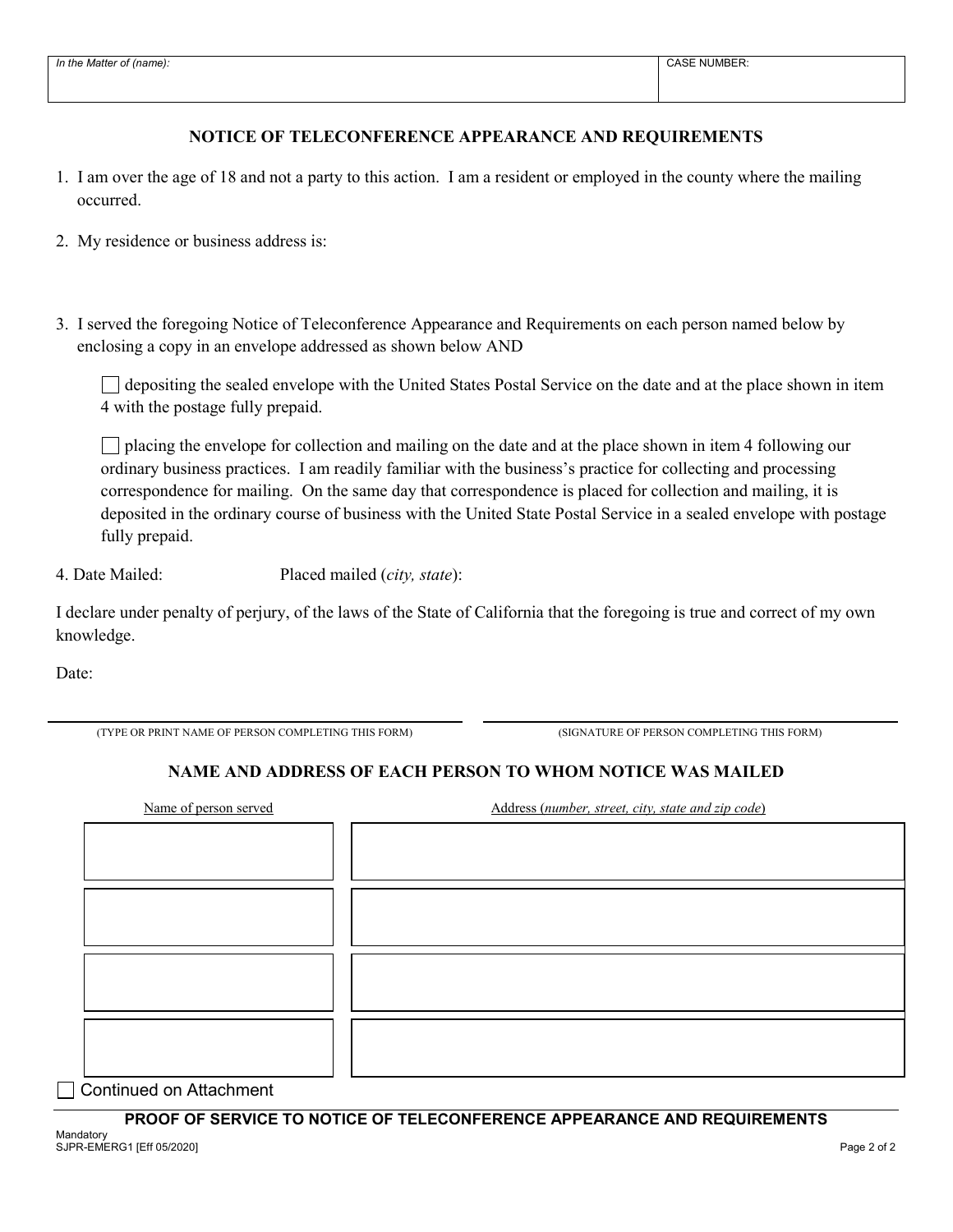| In the Matter of (name): | CASE NUMBER: |
| --- | --- |
| | |

## NOTICE OF TELECONFERENCE APPEARANCE AND REQUIREMENTS

1. I am over the age of 18 and not a party to this action. I am a resident or employed in the county where the mailing occurred.

2. My residence or business address is:

3. I served the foregoing Notice of Teleconference Appearance and Requirements on each person named below by enclosing a copy in an envelope addressed as shown below AND

   ☐ depositing the sealed envelope with the United States Postal Service on the date and at the place shown in item 4 with the postage fully prepaid.

   ☐ placing the envelope for collection and mailing on the date and at the place shown in item 4 following our ordinary business practices. I am readily familiar with the business's practice for collecting and processing correspondence for mailing. On the same day that correspondence is placed for collection and mailing, it is deposited in the ordinary course of business with the United State Postal Service in a sealed envelope with postage fully prepaid.

4. Date Mailed: Placed mailed (*city, state*):

I declare under penalty of perjury, of the laws of the State of California that the foregoing is true and correct of my own knowledge.

Date:

| (TYPE OR PRINT NAME OF PERSON COMPLETING THIS FORM) | (SIGNATURE OF PERSON COMPLETING THIS FORM) |
| --- | --- |

## NAME AND ADDRESS OF EACH PERSON TO WHOM NOTICE WAS MAILED

| Name of person served | Address (*number, street, city, state and zip code*) |
| --- | --- |
| | |
| | |
| | |
| | |

☐ Continued on Attachment

**PROOF OF SERVICE TO NOTICE OF TELECONFERENCE APPEARANCE AND REQUIREMENTS**

Mandatory
SJPR-EMERG1 [Eff 05/2020]